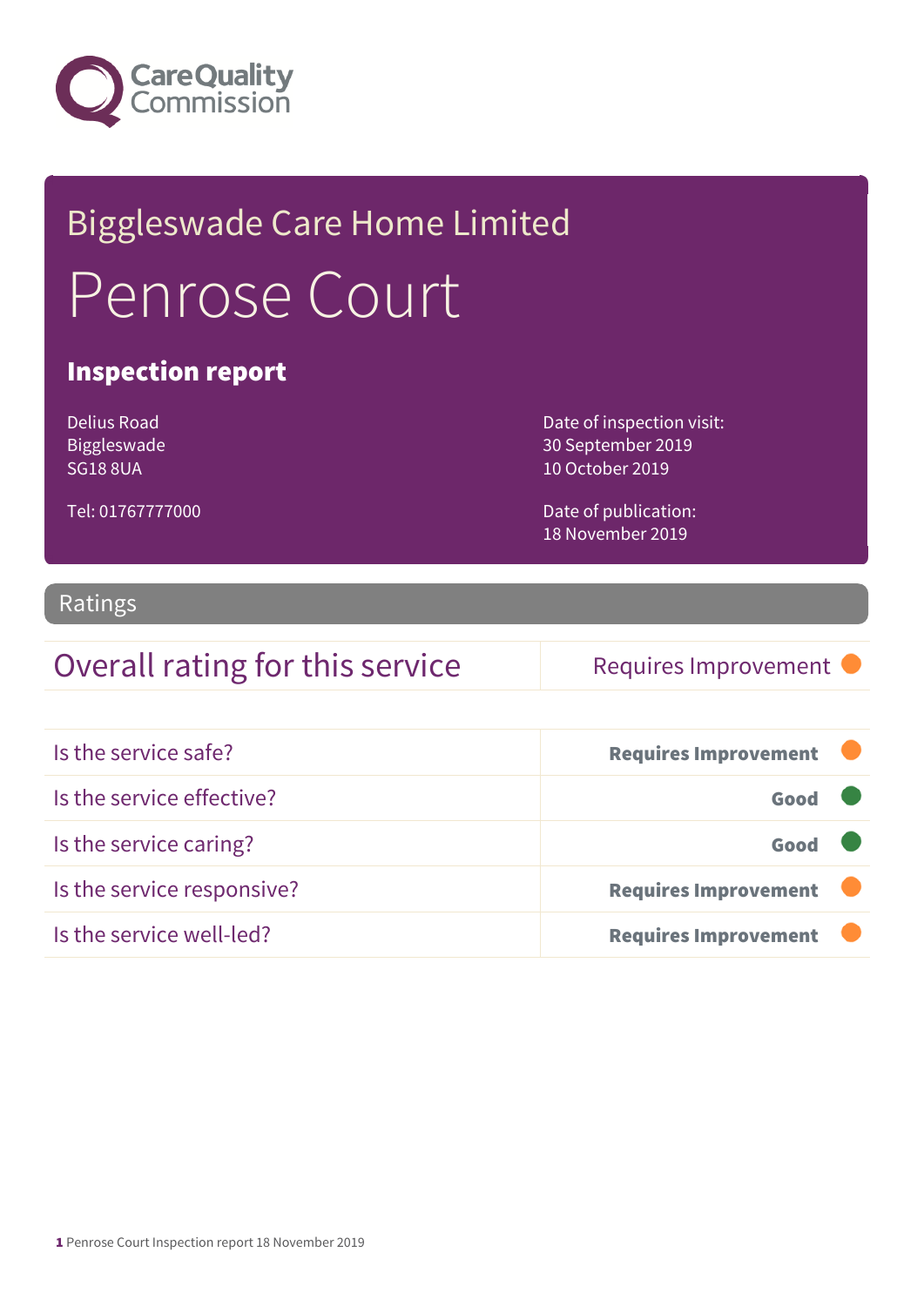# Biggleswade Care Home Limited

# Penrose Court

## Inspection report

Delius Road
Biggleswade
SG18 8UA

Tel: 01767777000

Date of inspection visit:
30 September 2019
10 October 2019

Date of publication:
18 November 2019

## Ratings

| Overall rating for this service | Requires Improvement |
|---|---|

| | |
|---|---|
| Is the service safe? | **Requires Improvement** |
| Is the service effective? | **Good** |
| Is the service caring? | **Good** |
| Is the service responsive? | **Requires Improvement** |
| Is the service well-led? | **Requires Improvement** |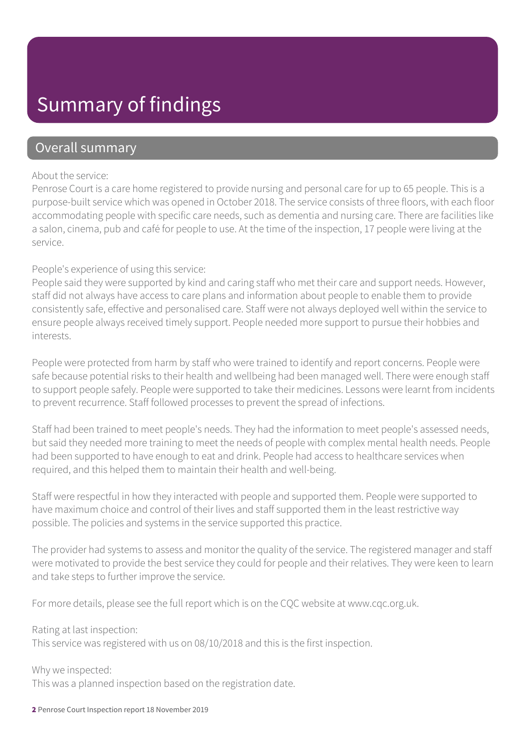# Summary of findings

## Overall summary

About the service:
Penrose Court is a care home registered to provide nursing and personal care for up to 65 people. This is a purpose-built service which was opened in October 2018. The service consists of three floors, with each floor accommodating people with specific care needs, such as dementia and nursing care. There are facilities like a salon, cinema, pub and café for people to use. At the time of the inspection, 17 people were living at the service.

People's experience of using this service:
People said they were supported by kind and caring staff who met their care and support needs. However, staff did not always have access to care plans and information about people to enable them to provide consistently safe, effective and personalised care. Staff were not always deployed well within the service to ensure people always received timely support. People needed more support to pursue their hobbies and interests.

People were protected from harm by staff who were trained to identify and report concerns. People were safe because potential risks to their health and wellbeing had been managed well. There were enough staff to support people safely. People were supported to take their medicines. Lessons were learnt from incidents to prevent recurrence. Staff followed processes to prevent the spread of infections.

Staff had been trained to meet people's needs. They had the information to meet people's assessed needs, but said they needed more training to meet the needs of people with complex mental health needs. People had been supported to have enough to eat and drink. People had access to healthcare services when required, and this helped them to maintain their health and well-being.

Staff were respectful in how they interacted with people and supported them. People were supported to have maximum choice and control of their lives and staff supported them in the least restrictive way possible. The policies and systems in the service supported this practice.

The provider had systems to assess and monitor the quality of the service. The registered manager and staff were motivated to provide the best service they could for people and their relatives. They were keen to learn and take steps to further improve the service.

For more details, please see the full report which is on the CQC website at www.cqc.org.uk.

Rating at last inspection:
This service was registered with us on 08/10/2018 and this is the first inspection.

Why we inspected:
This was a planned inspection based on the registration date.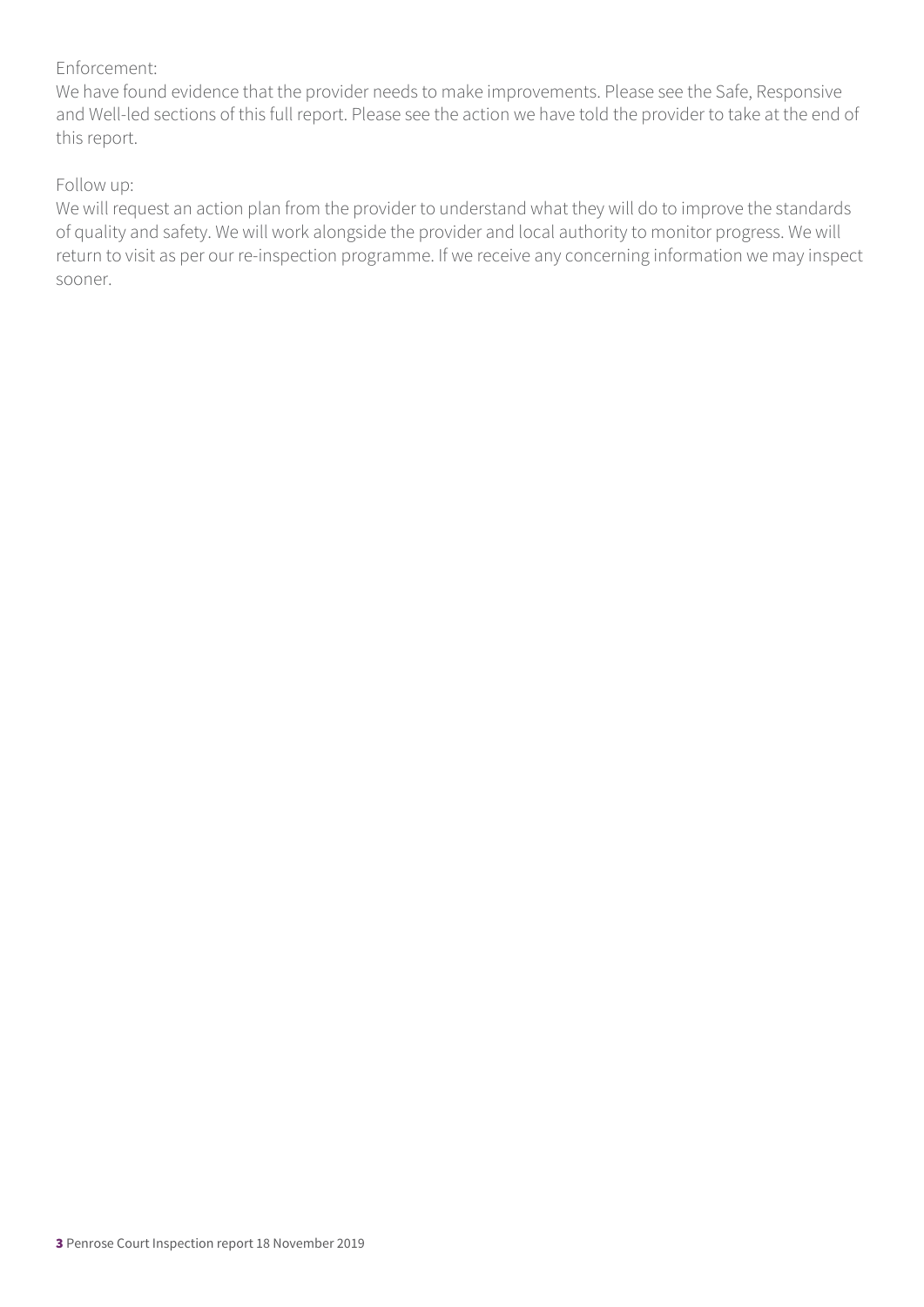Enforcement:

We have found evidence that the provider needs to make improvements. Please see the Safe, Responsive and Well-led sections of this full report. Please see the action we have told the provider to take at the end of this report.

Follow up:

We will request an action plan from the provider to understand what they will do to improve the standards of quality and safety. We will work alongside the provider and local authority to monitor progress. We will return to visit as per our re-inspection programme. If we receive any concerning information we may inspect sooner.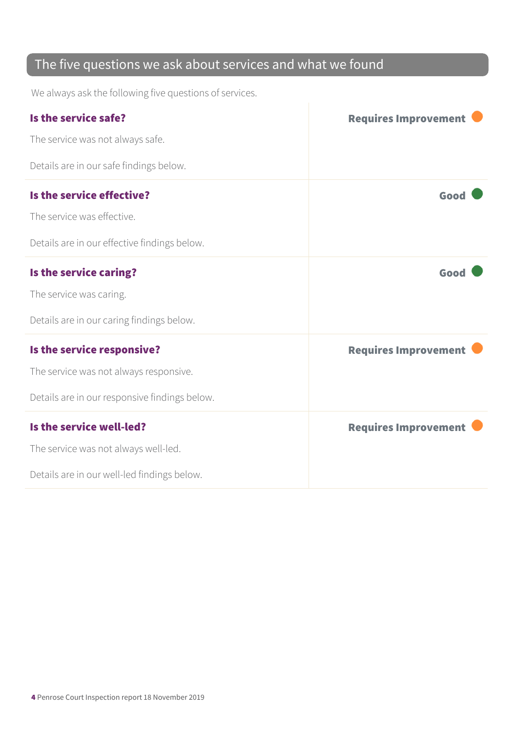## The five questions we ask about services and what we found

We always ask the following five questions of services.

| | |
|---|---|
| **Is the service safe?**<br>The service was not always safe.<br>Details are in our safe findings below. | **Requires Improvement** |
| **Is the service effective?**<br>The service was effective.<br>Details are in our effective findings below. | **Good** |
| **Is the service caring?**<br>The service was caring.<br>Details are in our caring findings below. | **Good** |
| **Is the service responsive?**<br>The service was not always responsive.<br>Details are in our responsive findings below. | **Requires Improvement** |
| **Is the service well-led?**<br>The service was not always well-led.<br>Details are in our well-led findings below. | **Requires Improvement** |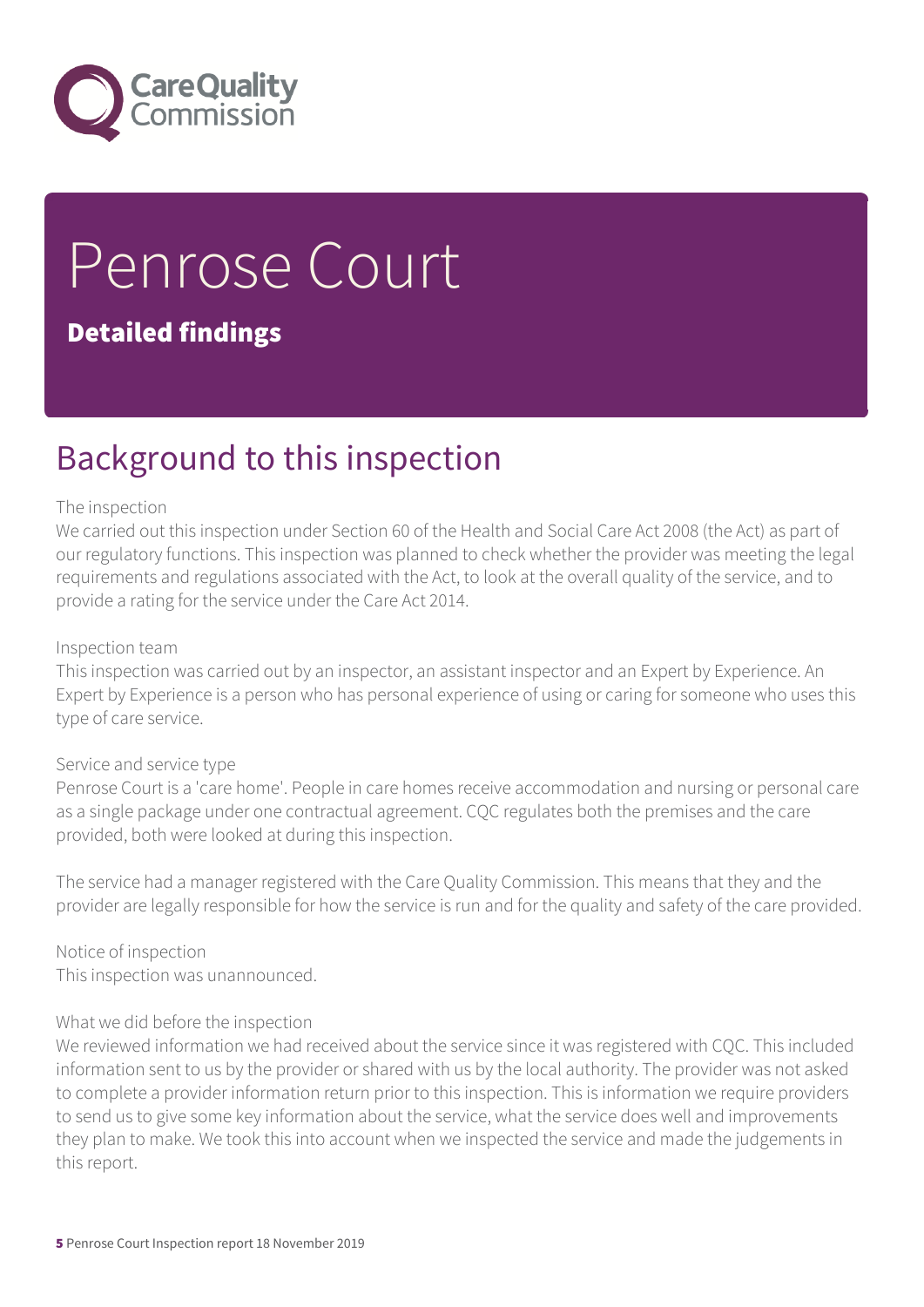# Penrose Court

**Detailed findings**

## Background to this inspection

The inspection
We carried out this inspection under Section 60 of the Health and Social Care Act 2008 (the Act) as part of our regulatory functions. This inspection was planned to check whether the provider was meeting the legal requirements and regulations associated with the Act, to look at the overall quality of the service, and to provide a rating for the service under the Care Act 2014.

Inspection team
This inspection was carried out by an inspector, an assistant inspector and an Expert by Experience. An Expert by Experience is a person who has personal experience of using or caring for someone who uses this type of care service.

Service and service type
Penrose Court is a 'care home'. People in care homes receive accommodation and nursing or personal care as a single package under one contractual agreement. CQC regulates both the premises and the care provided, both were looked at during this inspection.

The service had a manager registered with the Care Quality Commission. This means that they and the provider are legally responsible for how the service is run and for the quality and safety of the care provided.

Notice of inspection
This inspection was unannounced.

What we did before the inspection
We reviewed information we had received about the service since it was registered with CQC. This included information sent to us by the provider or shared with us by the local authority. The provider was not asked to complete a provider information return prior to this inspection. This is information we require providers to send us to give some key information about the service, what the service does well and improvements they plan to make. We took this into account when we inspected the service and made the judgements in this report.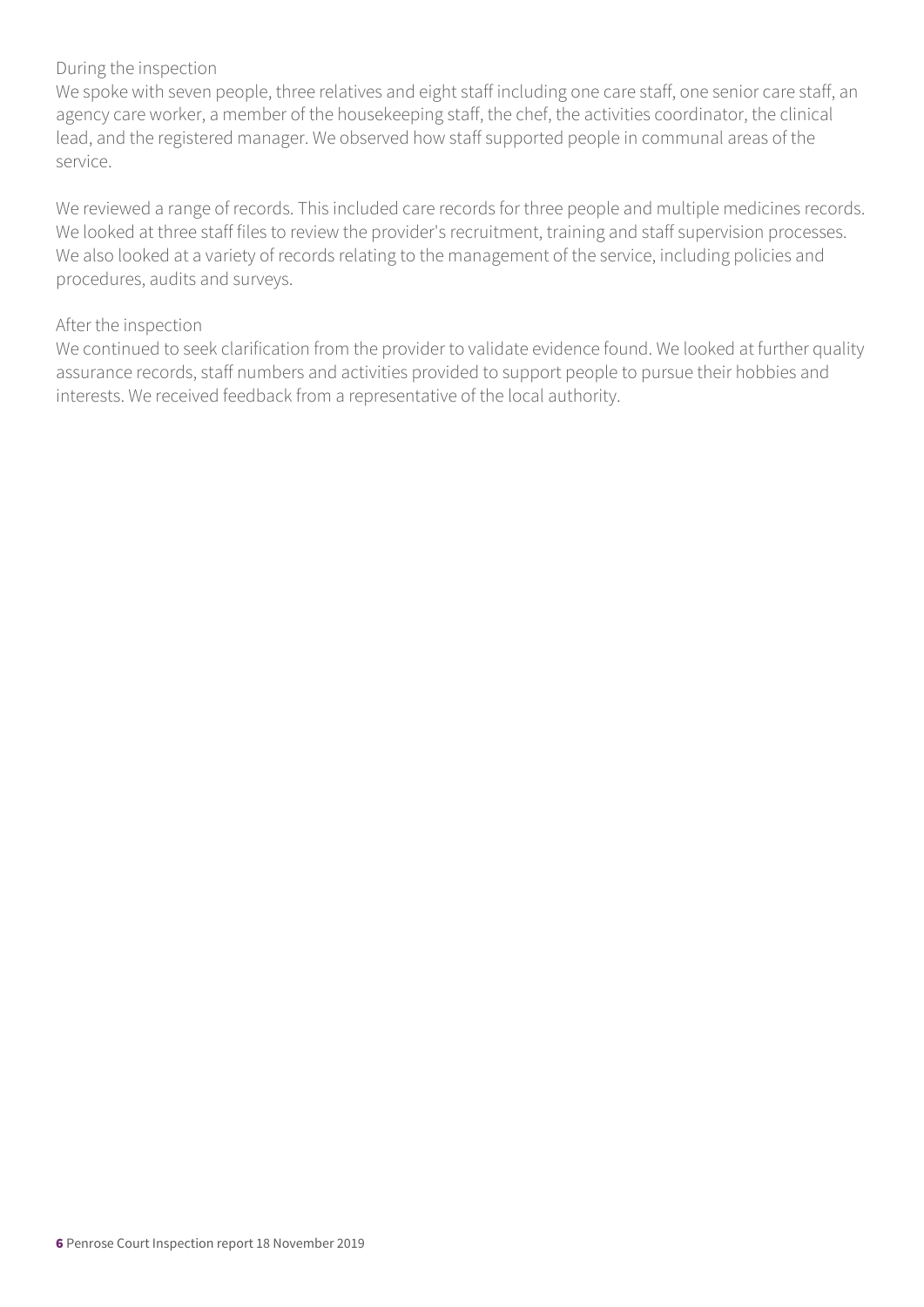During the inspection

We spoke with seven people, three relatives and eight staff including one care staff, one senior care staff, an agency care worker, a member of the housekeeping staff, the chef, the activities coordinator, the clinical lead, and the registered manager. We observed how staff supported people in communal areas of the service.

We reviewed a range of records. This included care records for three people and multiple medicines records. We looked at three staff files to review the provider's recruitment, training and staff supervision processes. We also looked at a variety of records relating to the management of the service, including policies and procedures, audits and surveys.

After the inspection

We continued to seek clarification from the provider to validate evidence found. We looked at further quality assurance records, staff numbers and activities provided to support people to pursue their hobbies and interests. We received feedback from a representative of the local authority.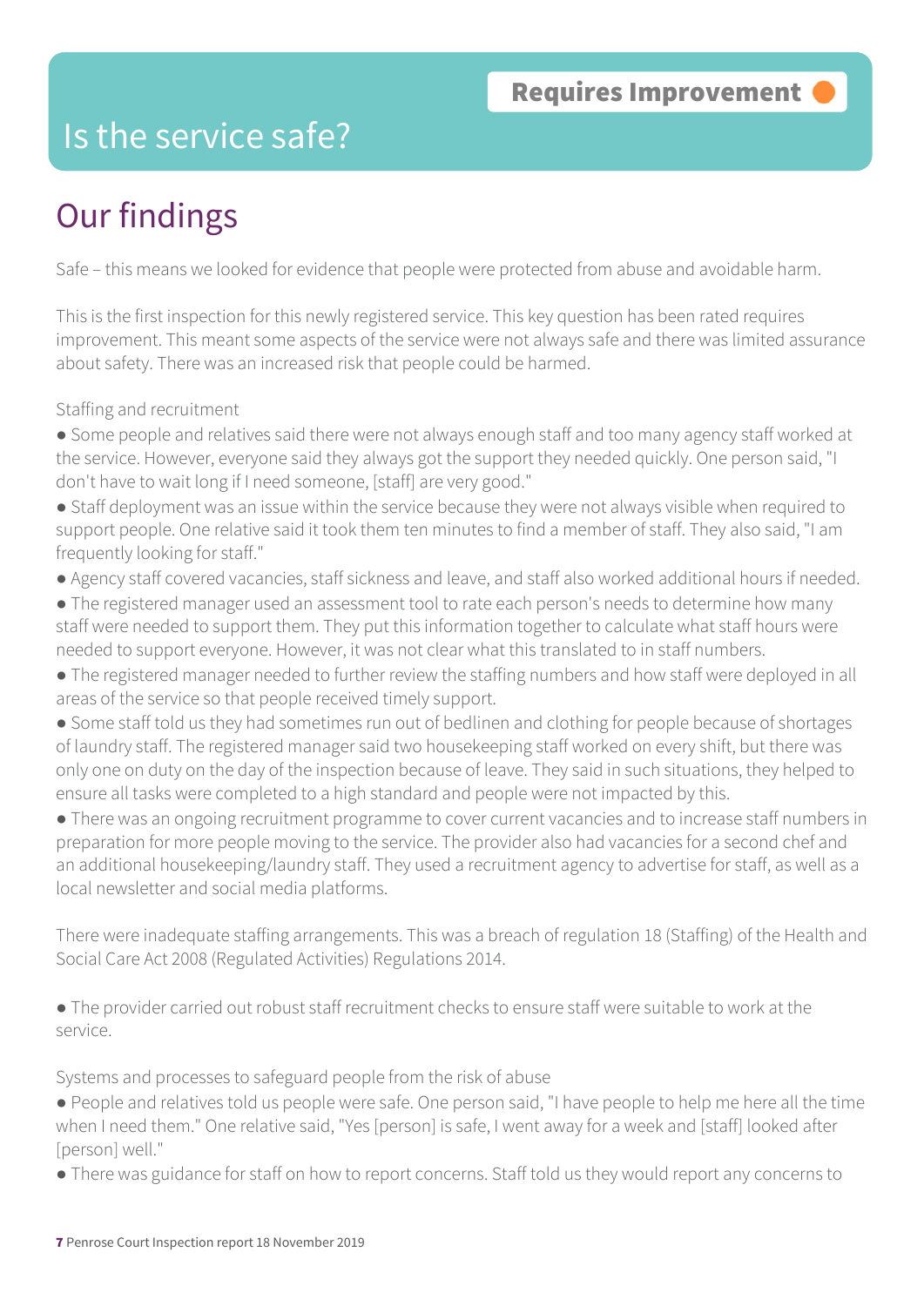Requires Improvement

# Is the service safe?

## Our findings

Safe – this means we looked for evidence that people were protected from abuse and avoidable harm.

This is the first inspection for this newly registered service. This key question has been rated requires improvement. This meant some aspects of the service were not always safe and there was limited assurance about safety. There was an increased risk that people could be harmed.

Staffing and recruitment

- Some people and relatives said there were not always enough staff and too many agency staff worked at the service. However, everyone said they always got the support they needed quickly. One person said, "I don't have to wait long if I need someone, [staff] are very good."
- Staff deployment was an issue within the service because they were not always visible when required to support people. One relative said it took them ten minutes to find a member of staff. They also said, "I am frequently looking for staff."
- Agency staff covered vacancies, staff sickness and leave, and staff also worked additional hours if needed.
- The registered manager used an assessment tool to rate each person's needs to determine how many staff were needed to support them. They put this information together to calculate what staff hours were needed to support everyone. However, it was not clear what this translated to in staff numbers.
- The registered manager needed to further review the staffing numbers and how staff were deployed in all areas of the service so that people received timely support.
- Some staff told us they had sometimes run out of bedlinen and clothing for people because of shortages of laundry staff. The registered manager said two housekeeping staff worked on every shift, but there was only one on duty on the day of the inspection because of leave. They said in such situations, they helped to ensure all tasks were completed to a high standard and people were not impacted by this.
- There was an ongoing recruitment programme to cover current vacancies and to increase staff numbers in preparation for more people moving to the service. The provider also had vacancies for a second chef and an additional housekeeping/laundry staff. They used a recruitment agency to advertise for staff, as well as a local newsletter and social media platforms.

There were inadequate staffing arrangements. This was a breach of regulation 18 (Staffing) of the Health and Social Care Act 2008 (Regulated Activities) Regulations 2014.

- The provider carried out robust staff recruitment checks to ensure staff were suitable to work at the service.

Systems and processes to safeguard people from the risk of abuse

- People and relatives told us people were safe. One person said, "I have people to help me here all the time when I need them." One relative said, "Yes [person] is safe, I went away for a week and [staff] looked after [person] well."
- There was guidance for staff on how to report concerns. Staff told us they would report any concerns to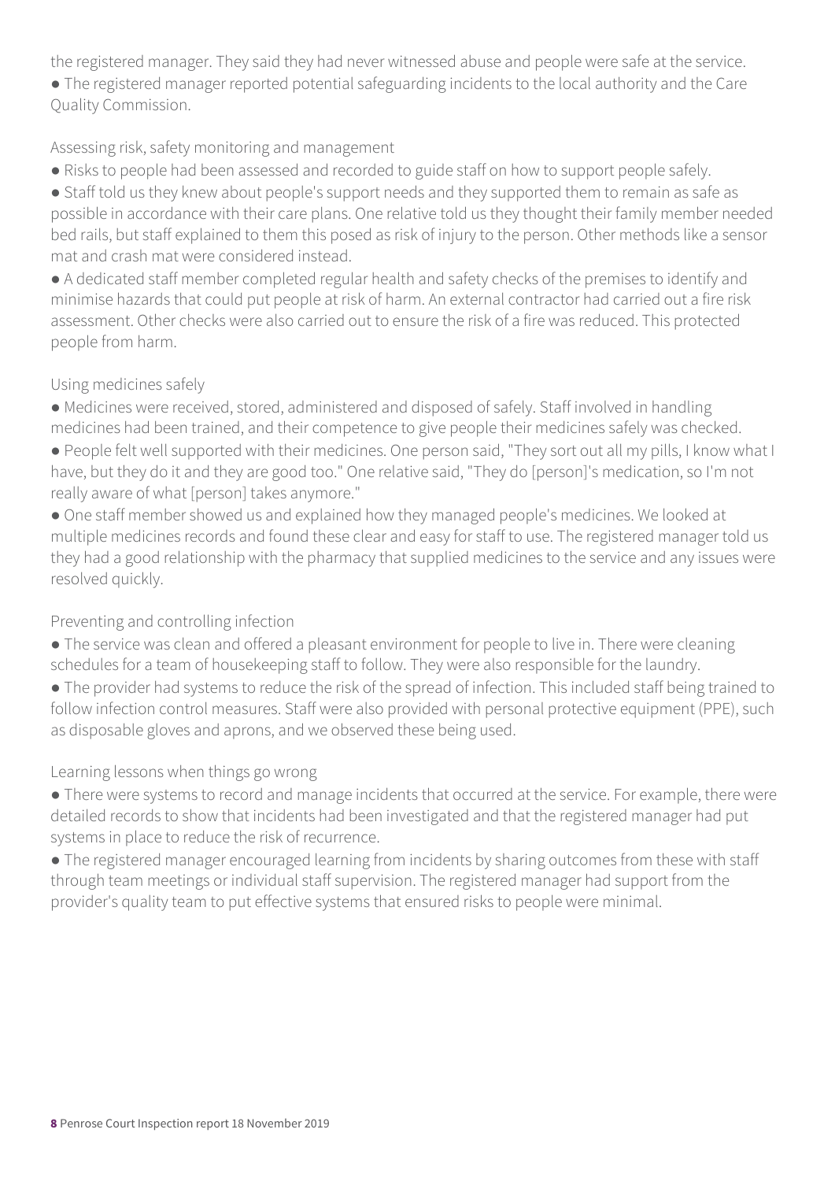the registered manager. They said they had never witnessed abuse and people were safe at the service.

- The registered manager reported potential safeguarding incidents to the local authority and the Care Quality Commission.

### Assessing risk, safety monitoring and management

- Risks to people had been assessed and recorded to guide staff on how to support people safely.
- Staff told us they knew about people's support needs and they supported them to remain as safe as possible in accordance with their care plans. One relative told us they thought their family member needed bed rails, but staff explained to them this posed as risk of injury to the person. Other methods like a sensor mat and crash mat were considered instead.
- A dedicated staff member completed regular health and safety checks of the premises to identify and minimise hazards that could put people at risk of harm. An external contractor had carried out a fire risk assessment. Other checks were also carried out to ensure the risk of a fire was reduced. This protected people from harm.

### Using medicines safely

- Medicines were received, stored, administered and disposed of safely. Staff involved in handling medicines had been trained, and their competence to give people their medicines safely was checked.
- People felt well supported with their medicines. One person said, "They sort out all my pills, I know what I have, but they do it and they are good too." One relative said, "They do [person]'s medication, so I'm not really aware of what [person] takes anymore."
- One staff member showed us and explained how they managed people's medicines. We looked at multiple medicines records and found these clear and easy for staff to use. The registered manager told us they had a good relationship with the pharmacy that supplied medicines to the service and any issues were resolved quickly.

### Preventing and controlling infection

- The service was clean and offered a pleasant environment for people to live in. There were cleaning schedules for a team of housekeeping staff to follow. They were also responsible for the laundry.
- The provider had systems to reduce the risk of the spread of infection. This included staff being trained to follow infection control measures. Staff were also provided with personal protective equipment (PPE), such as disposable gloves and aprons, and we observed these being used.

### Learning lessons when things go wrong

- There were systems to record and manage incidents that occurred at the service. For example, there were detailed records to show that incidents had been investigated and that the registered manager had put systems in place to reduce the risk of recurrence.
- The registered manager encouraged learning from incidents by sharing outcomes from these with staff through team meetings or individual staff supervision. The registered manager had support from the provider's quality team to put effective systems that ensured risks to people were minimal.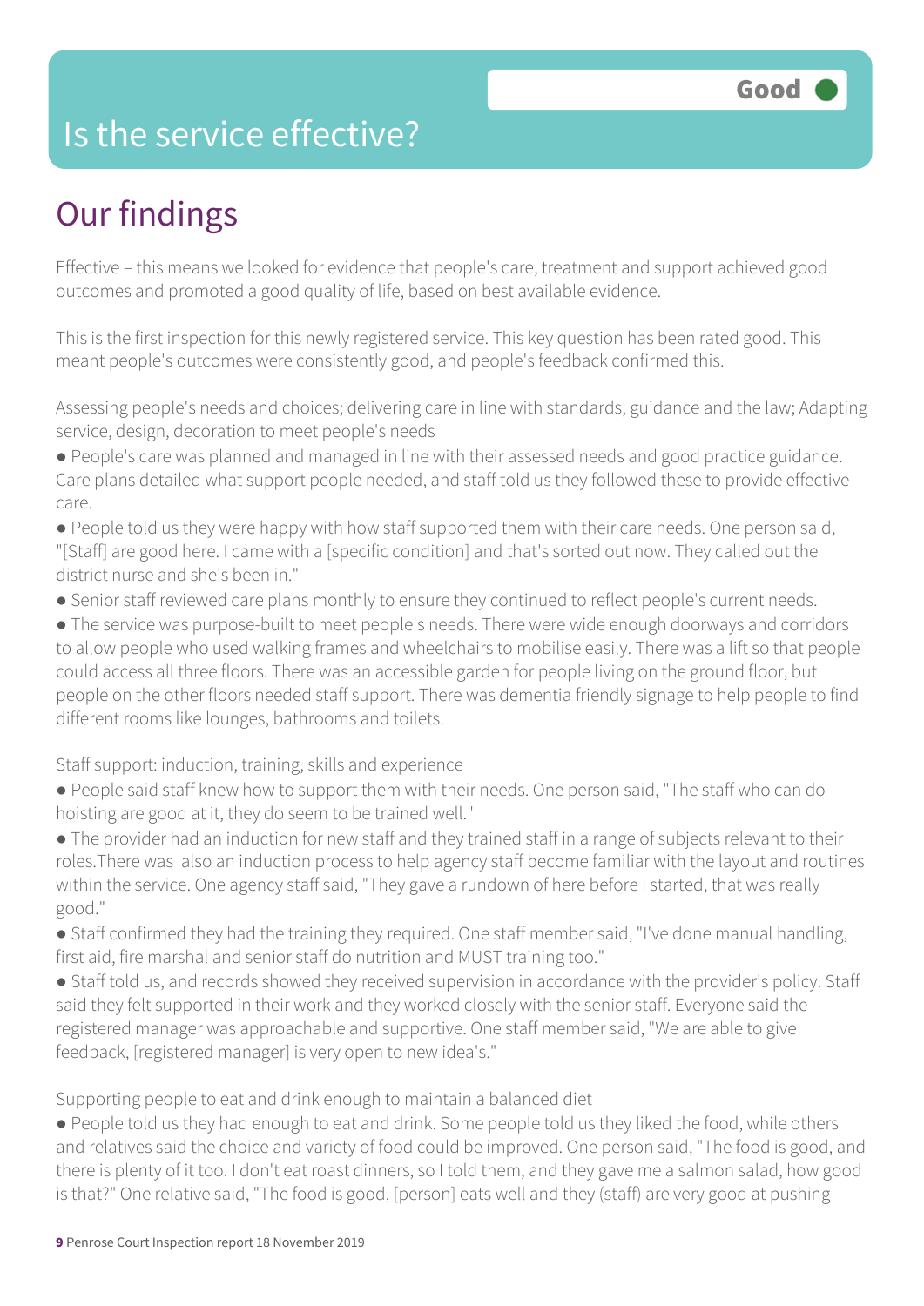# Is the service effective?

Good

## Our findings

Effective – this means we looked for evidence that people's care, treatment and support achieved good outcomes and promoted a good quality of life, based on best available evidence.

This is the first inspection for this newly registered service. This key question has been rated good. This meant people's outcomes were consistently good, and people's feedback confirmed this.

Assessing people's needs and choices; delivering care in line with standards, guidance and the law; Adapting service, design, decoration to meet people's needs

- People's care was planned and managed in line with their assessed needs and good practice guidance. Care plans detailed what support people needed, and staff told us they followed these to provide effective care.
- People told us they were happy with how staff supported them with their care needs. One person said, "[Staff] are good here. I came with a [specific condition] and that's sorted out now. They called out the district nurse and she's been in."
- Senior staff reviewed care plans monthly to ensure they continued to reflect people's current needs.
- The service was purpose-built to meet people's needs. There were wide enough doorways and corridors to allow people who used walking frames and wheelchairs to mobilise easily. There was a lift so that people could access all three floors. There was an accessible garden for people living on the ground floor, but people on the other floors needed staff support. There was dementia friendly signage to help people to find different rooms like lounges, bathrooms and toilets.

Staff support: induction, training, skills and experience

- People said staff knew how to support them with their needs. One person said, "The staff who can do hoisting are good at it, they do seem to be trained well."
- The provider had an induction for new staff and they trained staff in a range of subjects relevant to their roles.There was also an induction process to help agency staff become familiar with the layout and routines within the service. One agency staff said, "They gave a rundown of here before I started, that was really good."
- Staff confirmed they had the training they required. One staff member said, "I've done manual handling, first aid, fire marshal and senior staff do nutrition and MUST training too."
- Staff told us, and records showed they received supervision in accordance with the provider's policy. Staff said they felt supported in their work and they worked closely with the senior staff. Everyone said the registered manager was approachable and supportive. One staff member said, "We are able to give feedback, [registered manager] is very open to new idea's."

Supporting people to eat and drink enough to maintain a balanced diet

- People told us they had enough to eat and drink. Some people told us they liked the food, while others and relatives said the choice and variety of food could be improved. One person said, "The food is good, and there is plenty of it too. I don't eat roast dinners, so I told them, and they gave me a salmon salad, how good is that?" One relative said, "The food is good, [person] eats well and they (staff) are very good at pushing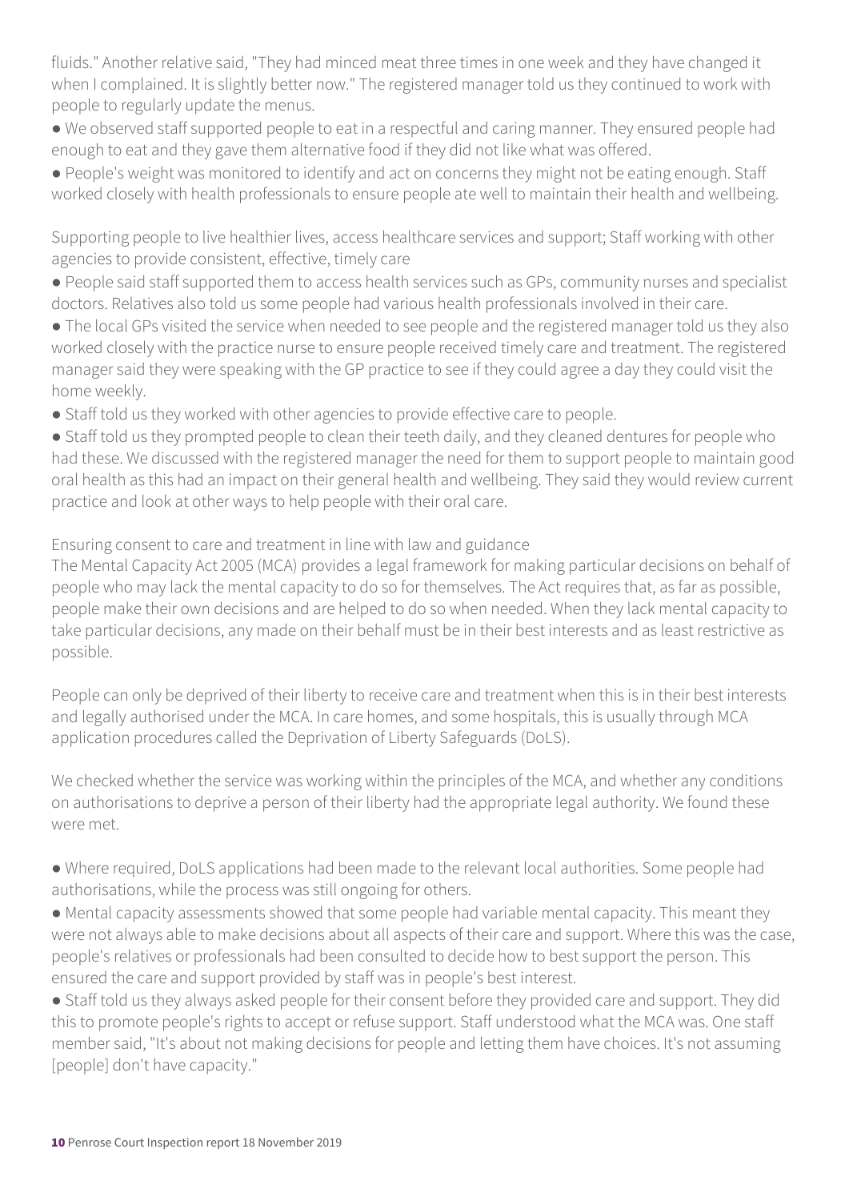fluids." Another relative said, "They had minced meat three times in one week and they have changed it when I complained. It is slightly better now." The registered manager told us they continued to work with people to regularly update the menus.

- We observed staff supported people to eat in a respectful and caring manner. They ensured people had enough to eat and they gave them alternative food if they did not like what was offered.
- People's weight was monitored to identify and act on concerns they might not be eating enough. Staff worked closely with health professionals to ensure people ate well to maintain their health and wellbeing.

Supporting people to live healthier lives, access healthcare services and support; Staff working with other agencies to provide consistent, effective, timely care

- People said staff supported them to access health services such as GPs, community nurses and specialist doctors. Relatives also told us some people had various health professionals involved in their care.
- The local GPs visited the service when needed to see people and the registered manager told us they also worked closely with the practice nurse to ensure people received timely care and treatment. The registered manager said they were speaking with the GP practice to see if they could agree a day they could visit the home weekly.
- Staff told us they worked with other agencies to provide effective care to people.
- Staff told us they prompted people to clean their teeth daily, and they cleaned dentures for people who had these. We discussed with the registered manager the need for them to support people to maintain good oral health as this had an impact on their general health and wellbeing. They said they would review current practice and look at other ways to help people with their oral care.

Ensuring consent to care and treatment in line with law and guidance

The Mental Capacity Act 2005 (MCA) provides a legal framework for making particular decisions on behalf of people who may lack the mental capacity to do so for themselves. The Act requires that, as far as possible, people make their own decisions and are helped to do so when needed. When they lack mental capacity to take particular decisions, any made on their behalf must be in their best interests and as least restrictive as possible.

People can only be deprived of their liberty to receive care and treatment when this is in their best interests and legally authorised under the MCA. In care homes, and some hospitals, this is usually through MCA application procedures called the Deprivation of Liberty Safeguards (DoLS).

We checked whether the service was working within the principles of the MCA, and whether any conditions on authorisations to deprive a person of their liberty had the appropriate legal authority. We found these were met.

- Where required, DoLS applications had been made to the relevant local authorities. Some people had authorisations, while the process was still ongoing for others.
- Mental capacity assessments showed that some people had variable mental capacity. This meant they were not always able to make decisions about all aspects of their care and support. Where this was the case, people's relatives or professionals had been consulted to decide how to best support the person. This ensured the care and support provided by staff was in people's best interest.
- Staff told us they always asked people for their consent before they provided care and support. They did this to promote people's rights to accept or refuse support. Staff understood what the MCA was. One staff member said, "It's about not making decisions for people and letting them have choices. It's not assuming [people] don't have capacity."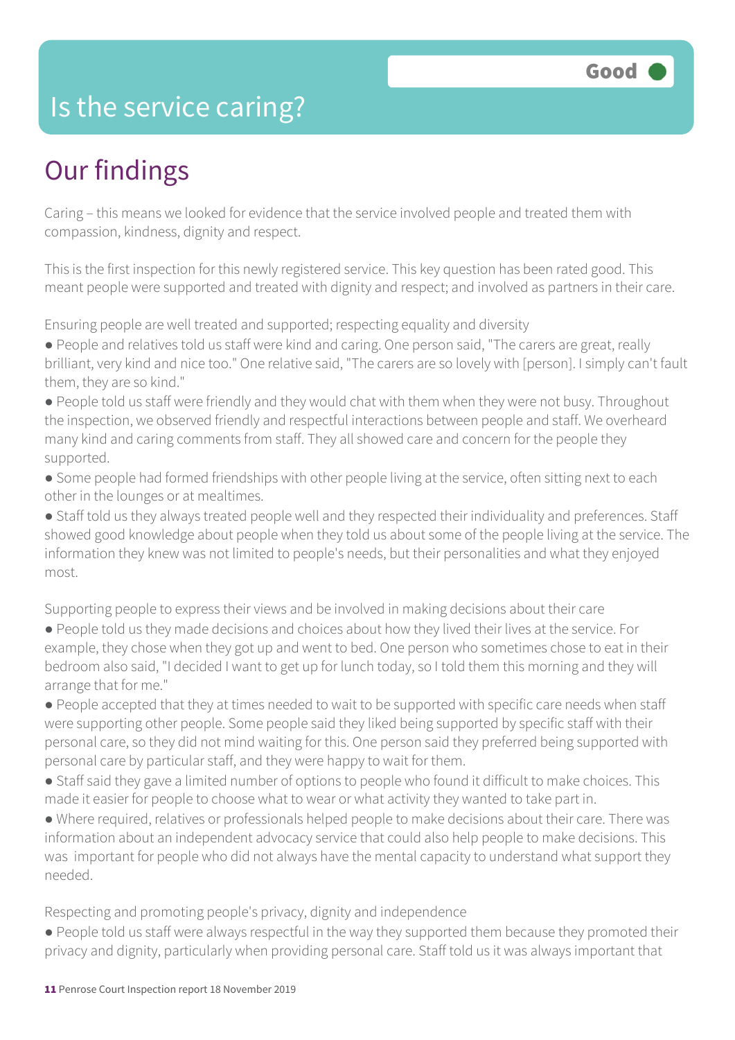# Is the service caring?

Good

## Our findings

Caring – this means we looked for evidence that the service involved people and treated them with compassion, kindness, dignity and respect.

This is the first inspection for this newly registered service. This key question has been rated good. This meant people were supported and treated with dignity and respect; and involved as partners in their care.

Ensuring people are well treated and supported; respecting equality and diversity

- People and relatives told us staff were kind and caring. One person said, "The carers are great, really brilliant, very kind and nice too." One relative said, "The carers are so lovely with [person]. I simply can't fault them, they are so kind."
- People told us staff were friendly and they would chat with them when they were not busy. Throughout the inspection, we observed friendly and respectful interactions between people and staff. We overheard many kind and caring comments from staff. They all showed care and concern for the people they supported.
- Some people had formed friendships with other people living at the service, often sitting next to each other in the lounges or at mealtimes.
- Staff told us they always treated people well and they respected their individuality and preferences. Staff showed good knowledge about people when they told us about some of the people living at the service. The information they knew was not limited to people's needs, but their personalities and what they enjoyed most.

Supporting people to express their views and be involved in making decisions about their care

- People told us they made decisions and choices about how they lived their lives at the service. For example, they chose when they got up and went to bed. One person who sometimes chose to eat in their bedroom also said, "I decided I want to get up for lunch today, so I told them this morning and they will arrange that for me."
- People accepted that they at times needed to wait to be supported with specific care needs when staff were supporting other people. Some people said they liked being supported by specific staff with their personal care, so they did not mind waiting for this. One person said they preferred being supported with personal care by particular staff, and they were happy to wait for them.
- Staff said they gave a limited number of options to people who found it difficult to make choices. This made it easier for people to choose what to wear or what activity they wanted to take part in.
- Where required, relatives or professionals helped people to make decisions about their care. There was information about an independent advocacy service that could also help people to make decisions. This was important for people who did not always have the mental capacity to understand what support they needed.

Respecting and promoting people's privacy, dignity and independence

- People told us staff were always respectful in the way they supported them because they promoted their privacy and dignity, particularly when providing personal care. Staff told us it was always important that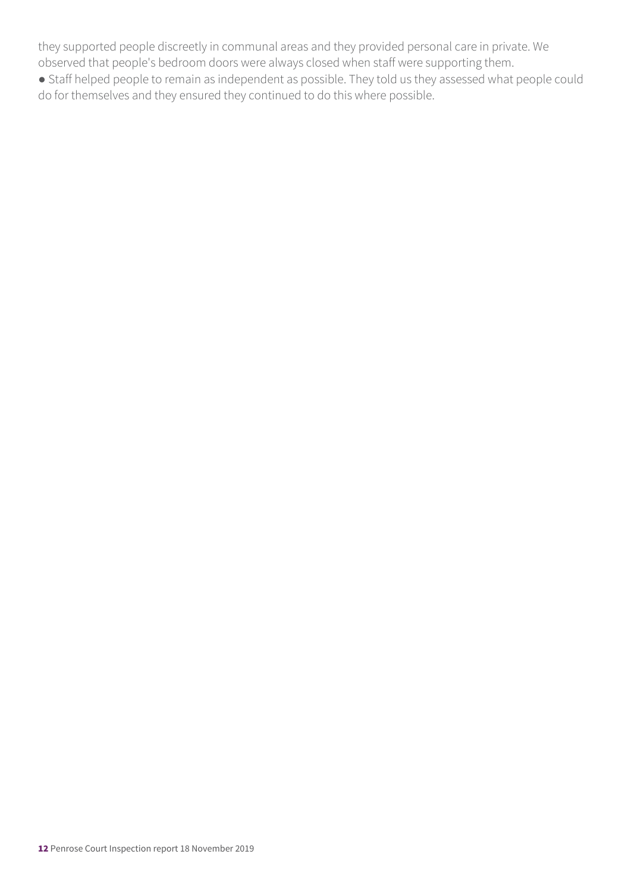they supported people discreetly in communal areas and they provided personal care in private. We observed that people's bedroom doors were always closed when staff were supporting them.

- Staff helped people to remain as independent as possible. They told us they assessed what people could do for themselves and they ensured they continued to do this where possible.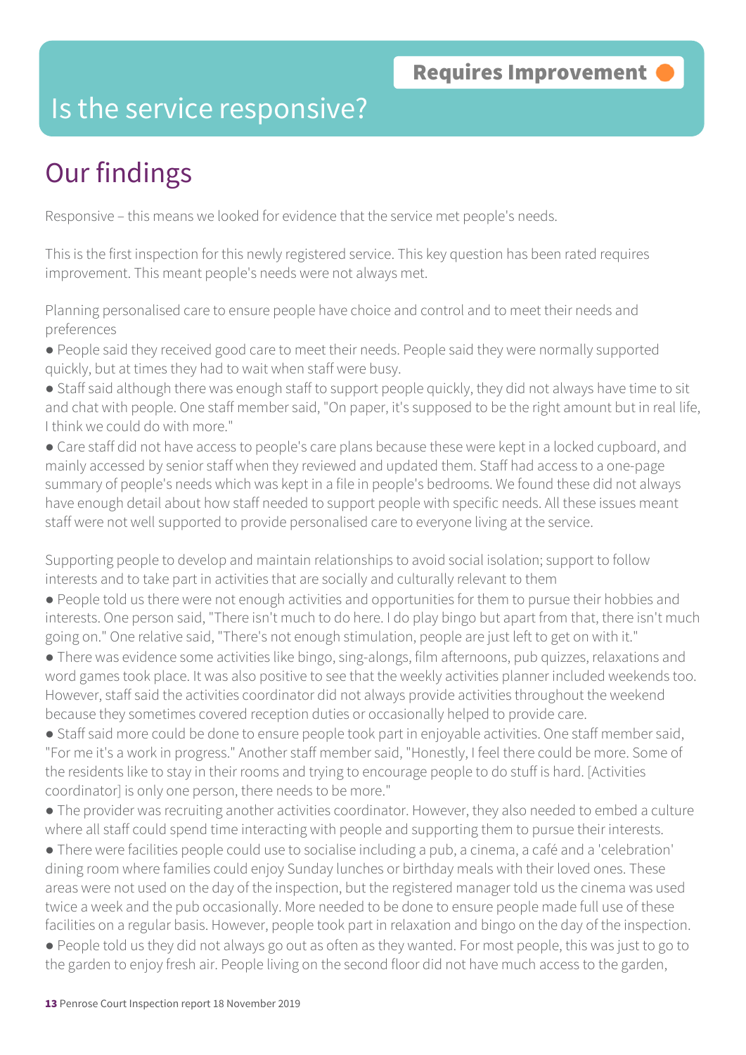**Requires Improvement**

# Is the service responsive?

## Our findings

Responsive – this means we looked for evidence that the service met people's needs.

This is the first inspection for this newly registered service. This key question has been rated requires improvement. This meant people's needs were not always met.

Planning personalised care to ensure people have choice and control and to meet their needs and preferences

- People said they received good care to meet their needs. People said they were normally supported quickly, but at times they had to wait when staff were busy.
- Staff said although there was enough staff to support people quickly, they did not always have time to sit and chat with people. One staff member said, "On paper, it's supposed to be the right amount but in real life, I think we could do with more."
- Care staff did not have access to people's care plans because these were kept in a locked cupboard, and mainly accessed by senior staff when they reviewed and updated them. Staff had access to a one-page summary of people's needs which was kept in a file in people's bedrooms. We found these did not always have enough detail about how staff needed to support people with specific needs. All these issues meant staff were not well supported to provide personalised care to everyone living at the service.

Supporting people to develop and maintain relationships to avoid social isolation; support to follow interests and to take part in activities that are socially and culturally relevant to them

- People told us there were not enough activities and opportunities for them to pursue their hobbies and interests. One person said, "There isn't much to do here. I do play bingo but apart from that, there isn't much going on." One relative said, "There's not enough stimulation, people are just left to get on with it."
- There was evidence some activities like bingo, sing-alongs, film afternoons, pub quizzes, relaxations and word games took place. It was also positive to see that the weekly activities planner included weekends too. However, staff said the activities coordinator did not always provide activities throughout the weekend because they sometimes covered reception duties or occasionally helped to provide care.
- Staff said more could be done to ensure people took part in enjoyable activities. One staff member said, "For me it's a work in progress." Another staff member said, "Honestly, I feel there could be more. Some of the residents like to stay in their rooms and trying to encourage people to do stuff is hard. [Activities coordinator] is only one person, there needs to be more."
- The provider was recruiting another activities coordinator. However, they also needed to embed a culture where all staff could spend time interacting with people and supporting them to pursue their interests.
- There were facilities people could use to socialise including a pub, a cinema, a café and a 'celebration' dining room where families could enjoy Sunday lunches or birthday meals with their loved ones. These areas were not used on the day of the inspection, but the registered manager told us the cinema was used twice a week and the pub occasionally. More needed to be done to ensure people made full use of these facilities on a regular basis. However, people took part in relaxation and bingo on the day of the inspection.
- People told us they did not always go out as often as they wanted. For most people, this was just to go to the garden to enjoy fresh air. People living on the second floor did not have much access to the garden,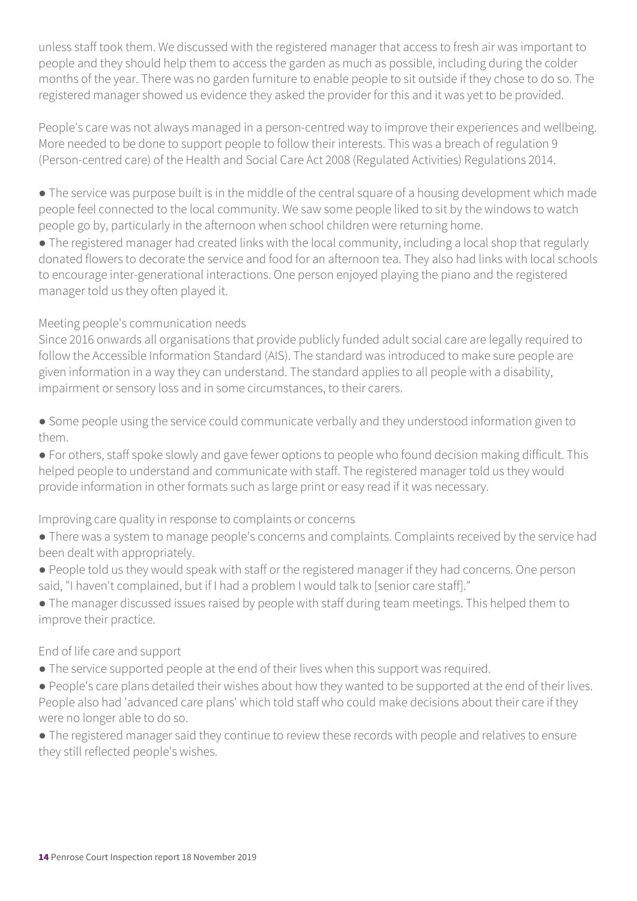unless staff took them. We discussed with the registered manager that access to fresh air was important to people and they should help them to access the garden as much as possible, including during the colder months of the year. There was no garden furniture to enable people to sit outside if they chose to do so. The registered manager showed us evidence they asked the provider for this and it was yet to be provided.

People's care was not always managed in a person-centred way to improve their experiences and wellbeing. More needed to be done to support people to follow their interests. This was a breach of regulation 9 (Person-centred care) of the Health and Social Care Act 2008 (Regulated Activities) Regulations 2014.

- The service was purpose built is in the middle of the central square of a housing development which made people feel connected to the local community. We saw some people liked to sit by the windows to watch people go by, particularly in the afternoon when school children were returning home.
- The registered manager had created links with the local community, including a local shop that regularly donated flowers to decorate the service and food for an afternoon tea. They also had links with local schools to encourage inter-generational interactions. One person enjoyed playing the piano and the registered manager told us they often played it.

Meeting people's communication needs

Since 2016 onwards all organisations that provide publicly funded adult social care are legally required to follow the Accessible Information Standard (AIS). The standard was introduced to make sure people are given information in a way they can understand. The standard applies to all people with a disability, impairment or sensory loss and in some circumstances, to their carers.

- Some people using the service could communicate verbally and they understood information given to them.
- For others, staff spoke slowly and gave fewer options to people who found decision making difficult. This helped people to understand and communicate with staff. The registered manager told us they would provide information in other formats such as large print or easy read if it was necessary.

Improving care quality in response to complaints or concerns

- There was a system to manage people's concerns and complaints. Complaints received by the service had been dealt with appropriately.
- People told us they would speak with staff or the registered manager if they had concerns. One person said, "I haven't complained, but if I had a problem I would talk to [senior care staff]."
- The manager discussed issues raised by people with staff during team meetings. This helped them to improve their practice.

End of life care and support

- The service supported people at the end of their lives when this support was required.
- People's care plans detailed their wishes about how they wanted to be supported at the end of their lives. People also had 'advanced care plans' which told staff who could make decisions about their care if they were no longer able to do so.
- The registered manager said they continue to review these records with people and relatives to ensure they still reflected people's wishes.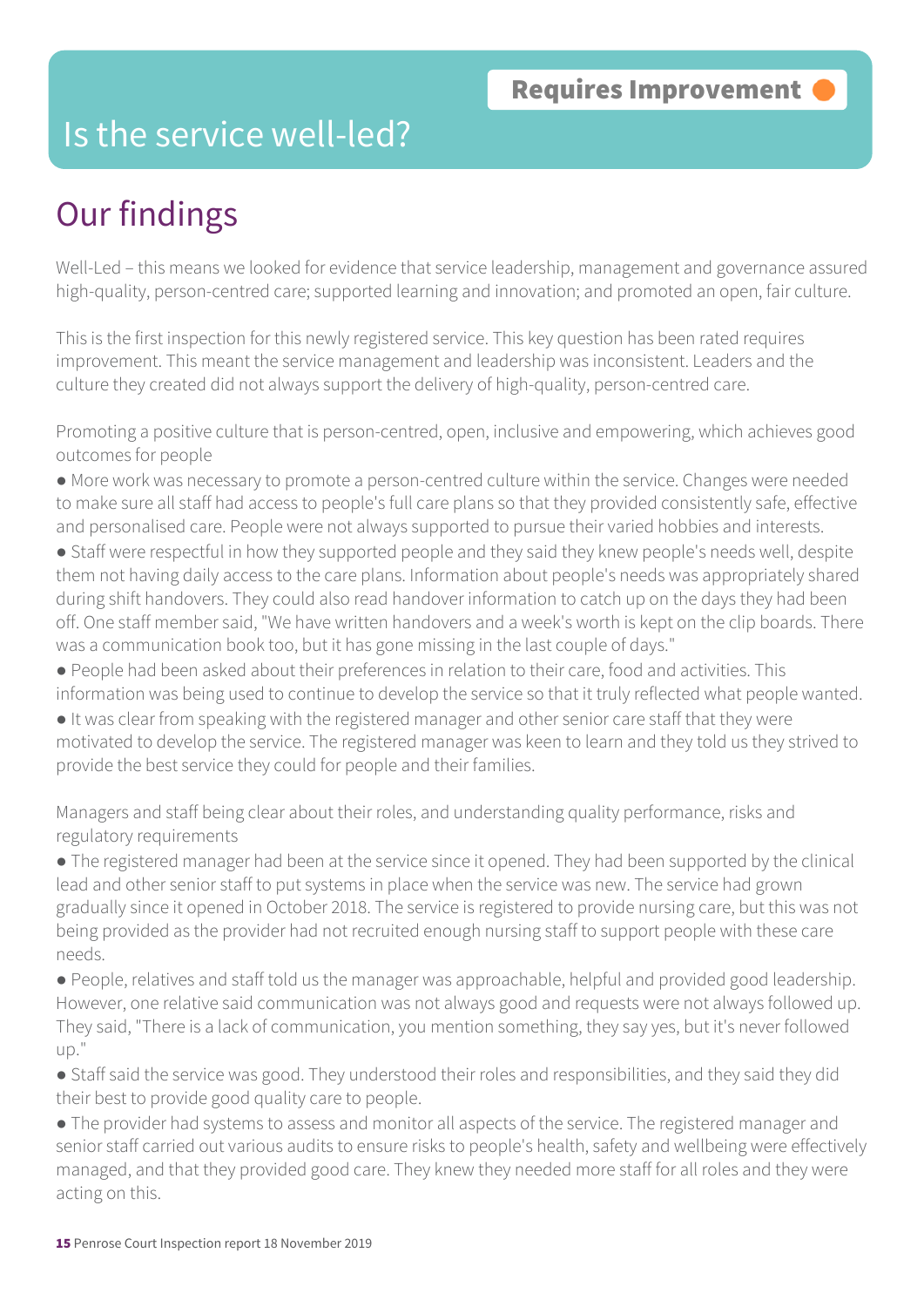# Is the service well-led?

**Requires Improvement**

## Our findings

Well-Led – this means we looked for evidence that service leadership, management and governance assured high-quality, person-centred care; supported learning and innovation; and promoted an open, fair culture.

This is the first inspection for this newly registered service. This key question has been rated requires improvement. This meant the service management and leadership was inconsistent. Leaders and the culture they created did not always support the delivery of high-quality, person-centred care.

Promoting a positive culture that is person-centred, open, inclusive and empowering, which achieves good outcomes for people

- More work was necessary to promote a person-centred culture within the service. Changes were needed to make sure all staff had access to people's full care plans so that they provided consistently safe, effective and personalised care. People were not always supported to pursue their varied hobbies and interests.
- Staff were respectful in how they supported people and they said they knew people's needs well, despite them not having daily access to the care plans. Information about people's needs was appropriately shared during shift handovers. They could also read handover information to catch up on the days they had been off. One staff member said, "We have written handovers and a week's worth is kept on the clip boards. There was a communication book too, but it has gone missing in the last couple of days."
- People had been asked about their preferences in relation to their care, food and activities. This information was being used to continue to develop the service so that it truly reflected what people wanted.
- It was clear from speaking with the registered manager and other senior care staff that they were motivated to develop the service. The registered manager was keen to learn and they told us they strived to provide the best service they could for people and their families.

Managers and staff being clear about their roles, and understanding quality performance, risks and regulatory requirements

- The registered manager had been at the service since it opened. They had been supported by the clinical lead and other senior staff to put systems in place when the service was new. The service had grown gradually since it opened in October 2018. The service is registered to provide nursing care, but this was not being provided as the provider had not recruited enough nursing staff to support people with these care needs.
- People, relatives and staff told us the manager was approachable, helpful and provided good leadership. However, one relative said communication was not always good and requests were not always followed up. They said, "There is a lack of communication, you mention something, they say yes, but it's never followed up."
- Staff said the service was good. They understood their roles and responsibilities, and they said they did their best to provide good quality care to people.
- The provider had systems to assess and monitor all aspects of the service. The registered manager and senior staff carried out various audits to ensure risks to people's health, safety and wellbeing were effectively managed, and that they provided good care. They knew they needed more staff for all roles and they were acting on this.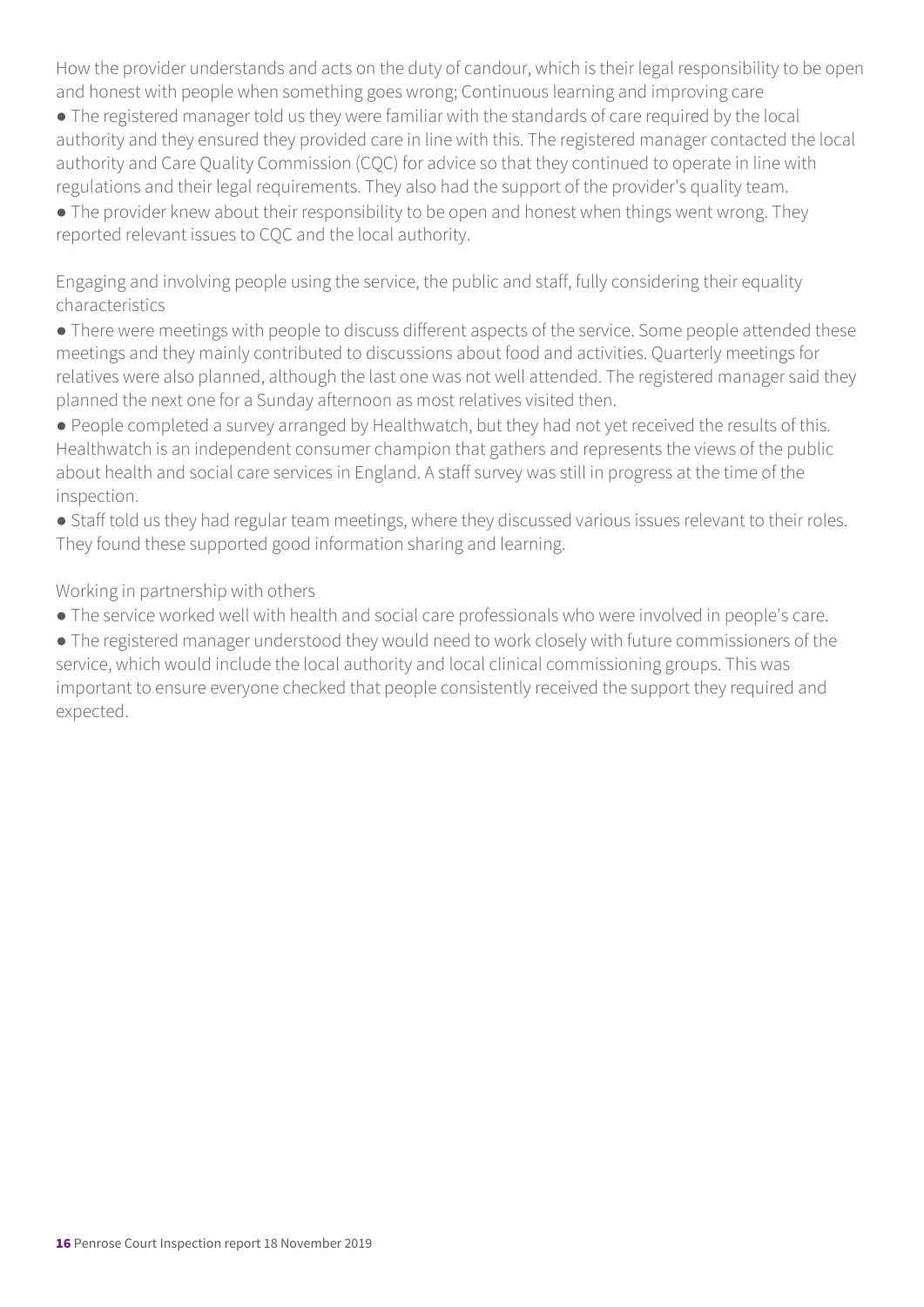How the provider understands and acts on the duty of candour, which is their legal responsibility to be open and honest with people when something goes wrong; Continuous learning and improving care

- The registered manager told us they were familiar with the standards of care required by the local authority and they ensured they provided care in line with this. The registered manager contacted the local authority and Care Quality Commission (CQC) for advice so that they continued to operate in line with regulations and their legal requirements. They also had the support of the provider's quality team.
- The provider knew about their responsibility to be open and honest when things went wrong. They reported relevant issues to CQC and the local authority.

Engaging and involving people using the service, the public and staff, fully considering their equality characteristics

- There were meetings with people to discuss different aspects of the service. Some people attended these meetings and they mainly contributed to discussions about food and activities. Quarterly meetings for relatives were also planned, although the last one was not well attended. The registered manager said they planned the next one for a Sunday afternoon as most relatives visited then.
- People completed a survey arranged by Healthwatch, but they had not yet received the results of this. Healthwatch is an independent consumer champion that gathers and represents the views of the public about health and social care services in England. A staff survey was still in progress at the time of the inspection.
- Staff told us they had regular team meetings, where they discussed various issues relevant to their roles. They found these supported good information sharing and learning.

Working in partnership with others

- The service worked well with health and social care professionals who were involved in people's care.
- The registered manager understood they would need to work closely with future commissioners of the service, which would include the local authority and local clinical commissioning groups. This was important to ensure everyone checked that people consistently received the support they required and expected.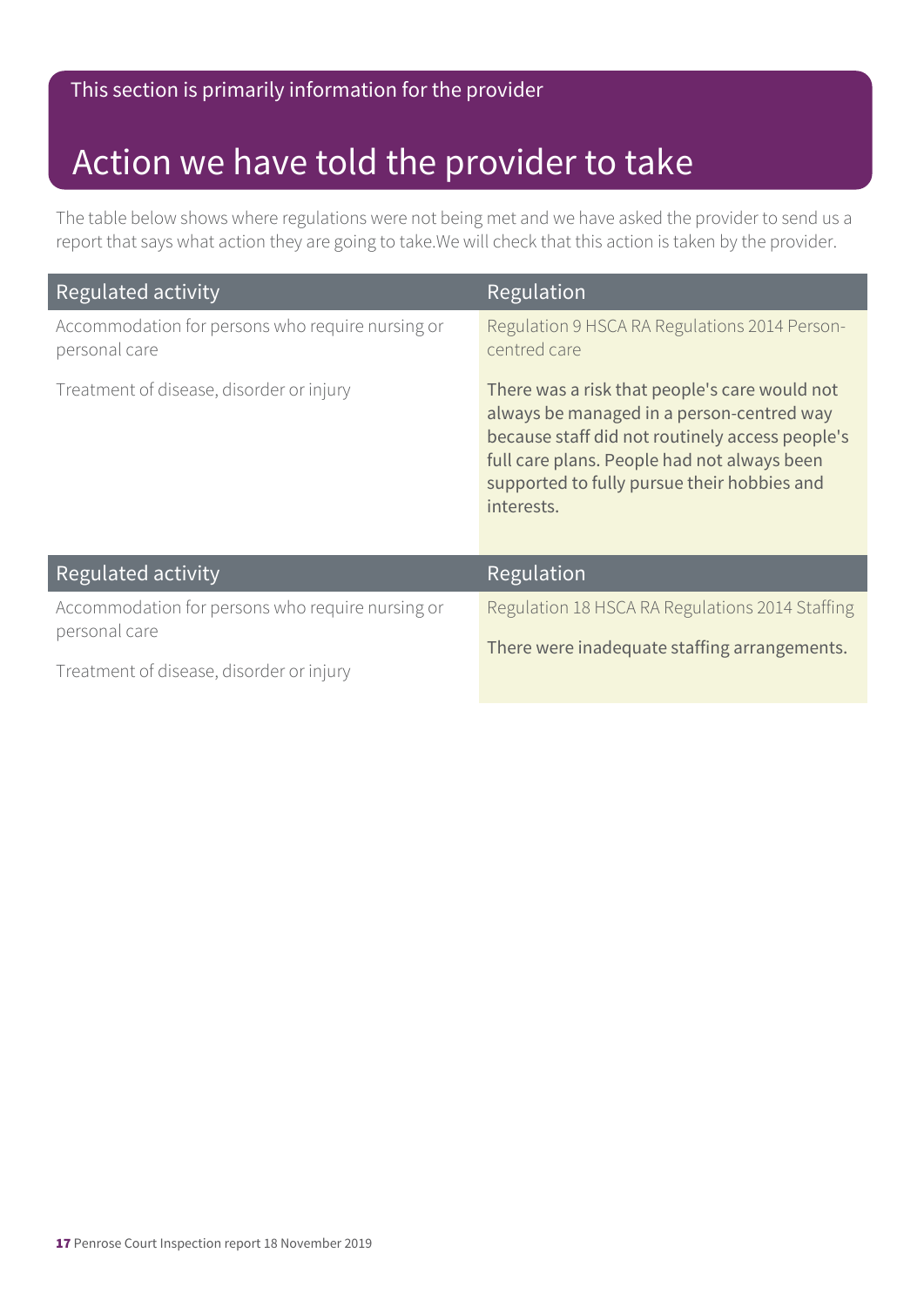This section is primarily information for the provider

# Action we have told the provider to take

The table below shows where regulations were not being met and we have asked the provider to send us a report that says what action they are going to take.We will check that this action is taken by the provider.

| Regulated activity | Regulation |
|---|---|
| Accommodation for persons who require nursing or personal care<br><br>Treatment of disease, disorder or injury | Regulation 9 HSCA RA Regulations 2014 Person-centred care<br><br>There was a risk that people's care would not always be managed in a person-centred way because staff did not routinely access people's full care plans. People had not always been supported to fully pursue their hobbies and interests. |

| Regulated activity | Regulation |
|---|---|
| Accommodation for persons who require nursing or personal care<br><br>Treatment of disease, disorder or injury | Regulation 18 HSCA RA Regulations 2014 Staffing<br><br>There were inadequate staffing arrangements. |